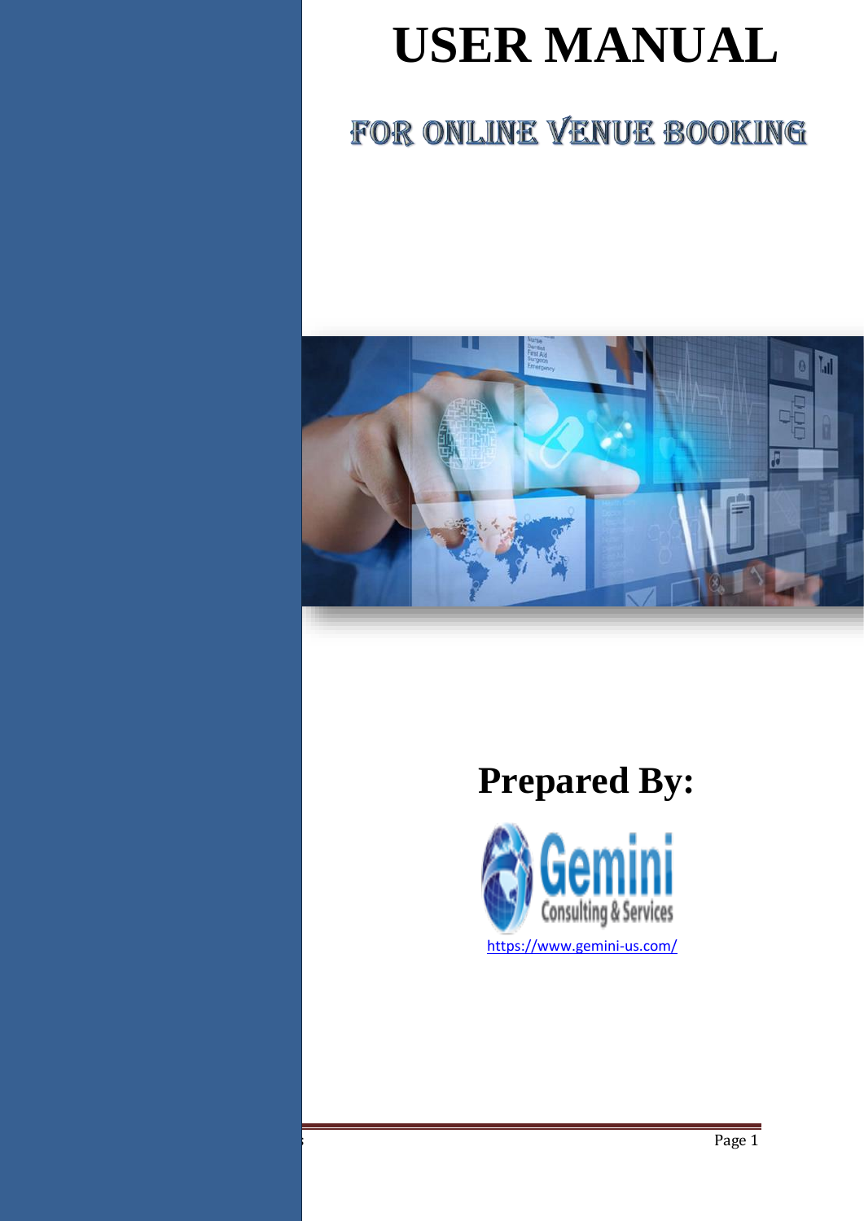# USER MANUAL

## FOR ONLINE VENUE BOOKING

**Prepared By:**

Gemini Consulting & Services

https://www.gemini-us.com/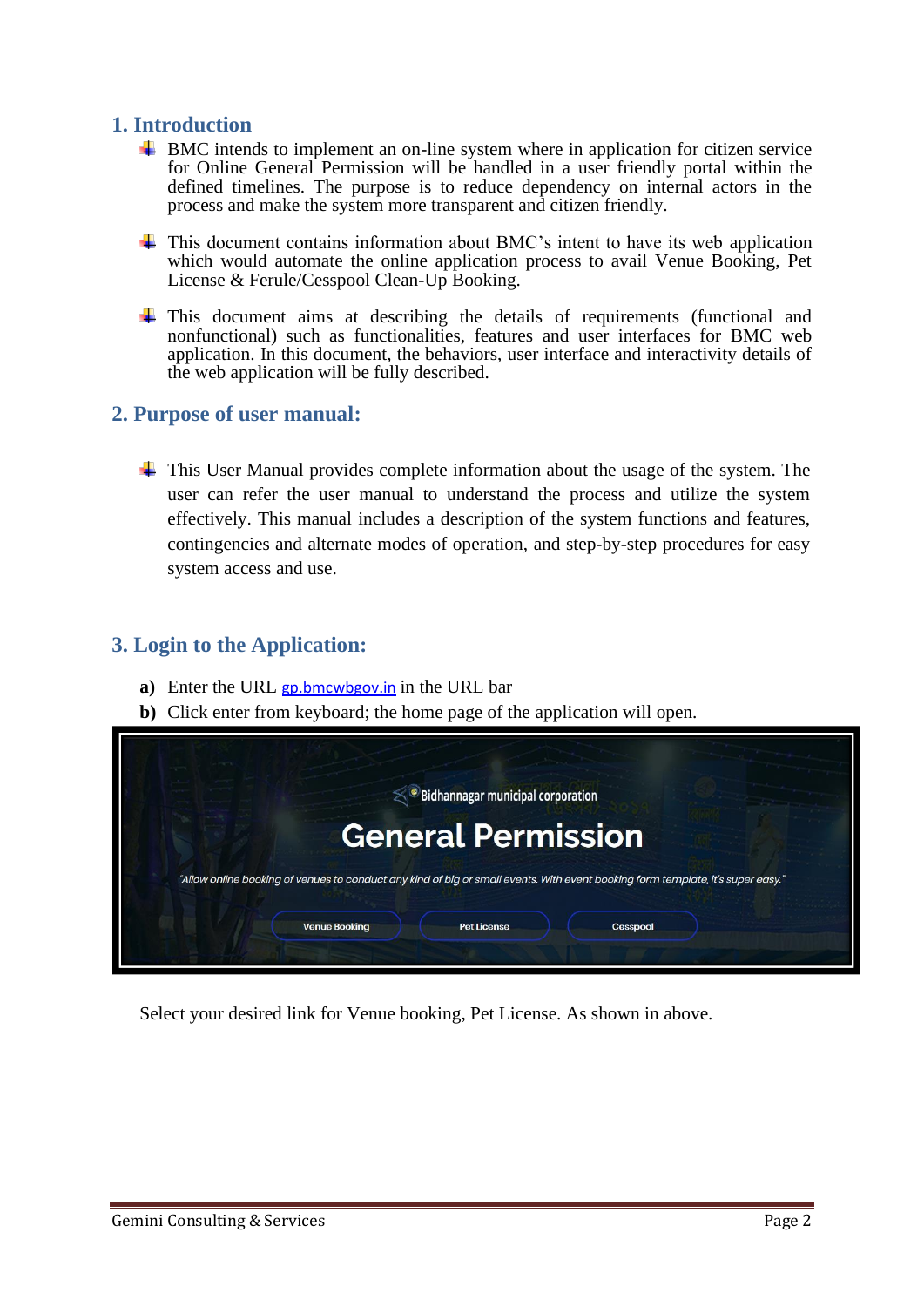## 1. Introduction

- BMC intends to implement an on-line system where in application for citizen service for Online General Permission will be handled in a user friendly portal within the defined timelines. The purpose is to reduce dependency on internal actors in the process and make the system more transparent and citizen friendly.

- This document contains information about BMC's intent to have its web application which would automate the online application process to avail Venue Booking, Pet License & Ferule/Cesspool Clean-Up Booking.

- This document aims at describing the details of requirements (functional and nonfunctional) such as functionalities, features and user interfaces for BMC web application. In this document, the behaviors, user interface and interactivity details of the web application will be fully described.

## 2. Purpose of user manual:

- This User Manual provides complete information about the usage of the system. The user can refer the user manual to understand the process and utilize the system effectively. This manual includes a description of the system functions and features, contingencies and alternate modes of operation, and step-by-step procedures for easy system access and use.

## 3. Login to the Application:

**a)** Enter the URL gp.bmcwbgov.in in the URL bar

**b)** Click enter from keyboard; the home page of the application will open.

Select your desired link for Venue booking, Pet License. As shown in above.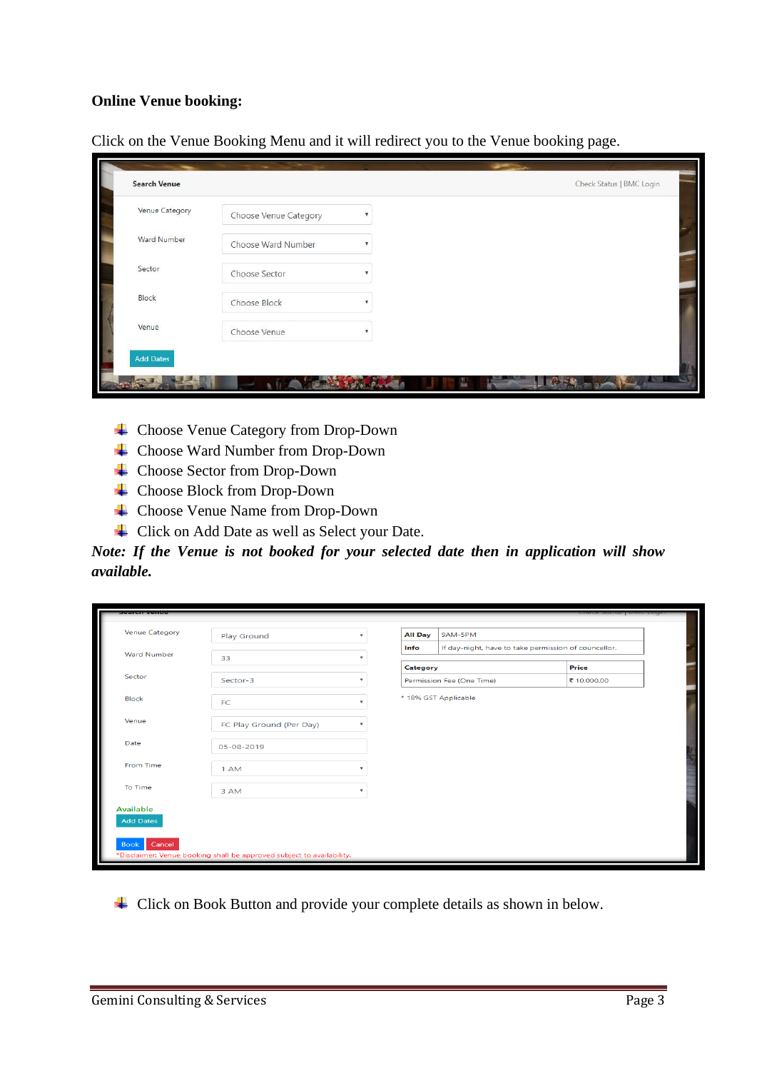**Online Venue booking:**

Click on the Venue Booking Menu and it will redirect you to the Venue booking page.

Search Venue | Check Status | BMC Login

Venue Category: Choose Venue Category

Ward Number: Choose Ward Number

Sector: Choose Sector

Block: Choose Block

Venue: Choose Venue

Add Dates

- Choose Venue Category from Drop-Down
- Choose Ward Number from Drop-Down
- Choose Sector from Drop-Down
- Choose Block from Drop-Down
- Choose Venue Name from Drop-Down
- Click on Add Date as well as Select your Date.

***Note: If the Venue is not booked for your selected date then in application will show available.***

Venue Category: Play Ground

Ward Number: 33

Sector: Sector-3

Block: FC

Venue: FC Play Ground (Per Day)

Date: 05-08-2019

From Time: 1 AM

To Time: 3 AM

Available

Add Dates

Book | Cancel

*Disclaimer: Venue booking shall be approved subject to availability.

| All Day | 9AM-5PM |
|---|---|
| Info | If day-night, have to take permission of councellor. |

| Category | Price |
|---|---|
| Permission Fee (One Time) | ₹ 10,000.00 |

* 18% GST Applicable

- Click on Book Button and provide your complete details as shown in below.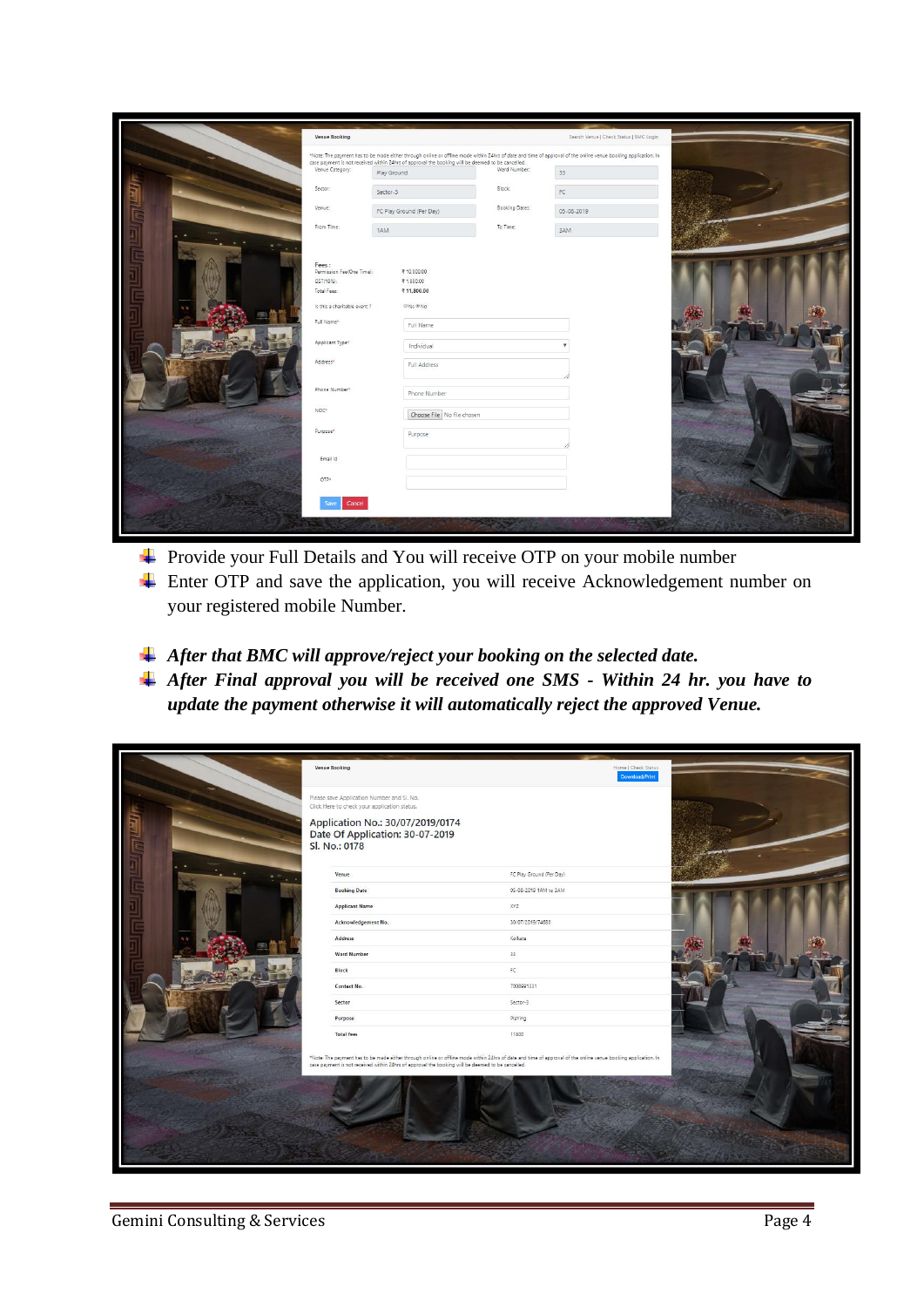- Provide your Full Details and You will receive OTP on your mobile number
- Enter OTP and save the application, you will receive Acknowledgement number on your registered mobile Number.

- ***After that BMC will approve/reject your booking on the selected date.***
- ***After Final approval you will be received one SMS - Within 24 hr. you have to update the payment otherwise it will automatically reject the approved Venue.***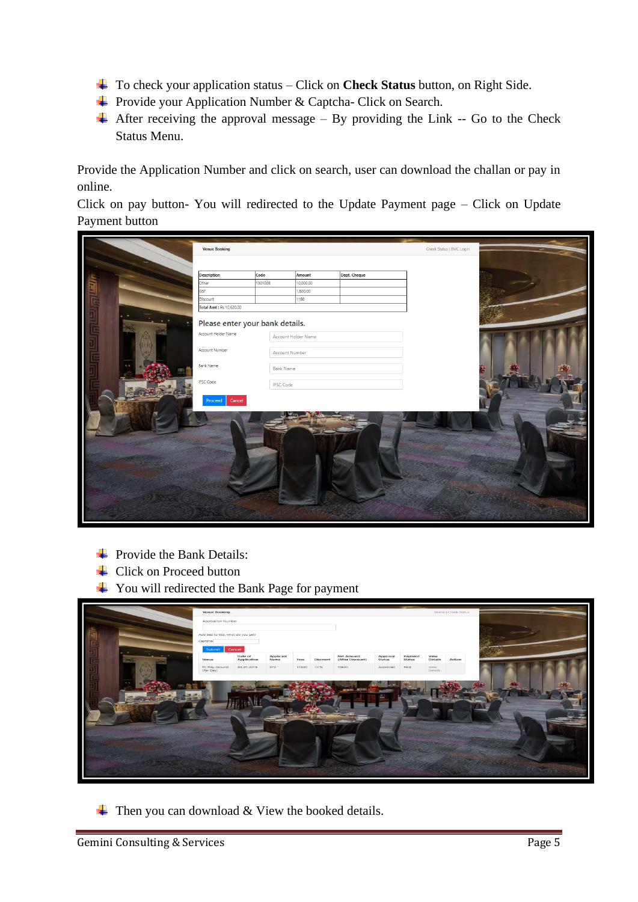- To check your application status – Click on **Check Status** button, on Right Side.
- Provide your Application Number & Captcha- Click on Search.
- After receiving the approval message – By providing the Link -- Go to the Check Status Menu.

Provide the Application Number and click on search, user can download the challan or pay in online.

Click on pay button- You will redirected to the Update Payment page – Click on Update Payment button

- Provide the Bank Details:
- Click on Proceed button
- You will redirected the Bank Page for payment

- Then you can download & View the booked details.